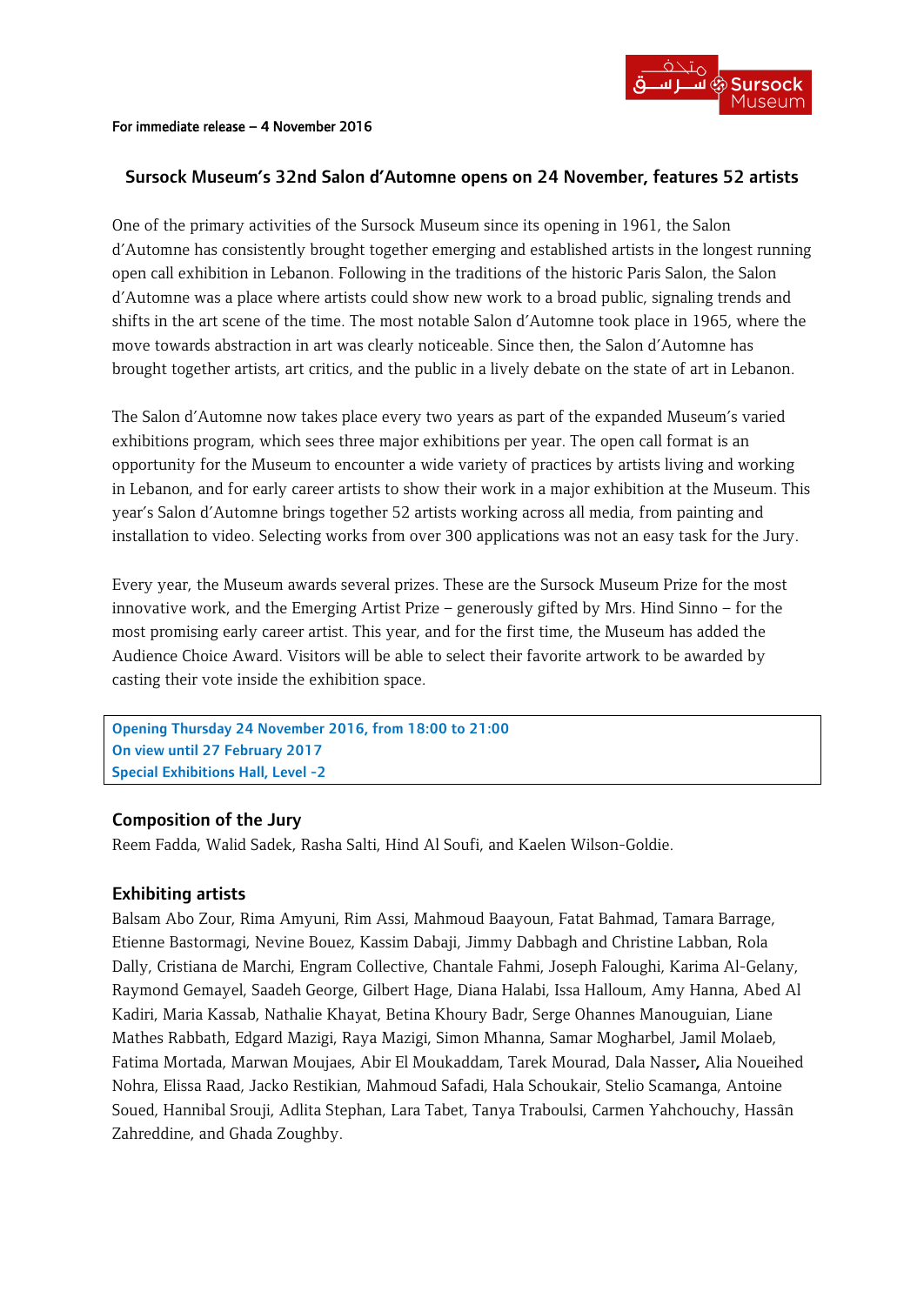For immediate release – 4 November 2016

## Sursock Museum's 32nd Salon d'Automne opens on 24 November, features 52 artists

One of the primary activities of the Sursock Museum since its opening in 1961, the Salon d'Automne has consistently brought together emerging and established artists in the longest running open call exhibition in Lebanon. Following in the traditions of the historic Paris Salon, the Salon d'Automne was a place where artists could show new work to a broad public, signaling trends and shifts in the art scene of the time. The most notable Salon d'Automne took place in 1965, where the move towards abstraction in art was clearly noticeable. Since then, the Salon d'Automne has brought together artists, art critics, and the public in a lively debate on the state of art in Lebanon.

The Salon d'Automne now takes place every two years as part of the expanded Museum's varied exhibitions program, which sees three major exhibitions per year. The open call format is an opportunity for the Museum to encounter a wide variety of practices by artists living and working in Lebanon, and for early career artists to show their work in a major exhibition at the Museum. This year's Salon d'Automne brings together 52 artists working across all media, from painting and installation to video. Selecting works from over 300 applications was not an easy task for the Jury.

Every year, the Museum awards several prizes. These are the Sursock Museum Prize for the most innovative work, and the Emerging Artist Prize – generously gifted by Mrs. Hind Sinno – for the most promising early career artist. This year, and for the first time, the Museum has added the Audience Choice Award. Visitors will be able to select their favorite artwork to be awarded by casting their vote inside the exhibition space.

**Opening Thursday 24 November 2016, from 18:00 to 21:00**
**On view until 27 February 2017**
**Special Exhibitions Hall, Level -2**

### Composition of the Jury

Reem Fadda, Walid Sadek, Rasha Salti, Hind Al Soufi, and Kaelen Wilson-Goldie.

### Exhibiting artists

Balsam Abo Zour, Rima Amyuni, Rim Assi, Mahmoud Baayoun, Fatat Bahmad, Tamara Barrage, Etienne Bastormagi, Nevine Bouez, Kassim Dabaji, Jimmy Dabbagh and Christine Labban, Rola Dally, Cristiana de Marchi, Engram Collective, Chantale Fahmi, Joseph Faloughi, Karima Al-Gelany, Raymond Gemayel, Saadeh George, Gilbert Hage, Diana Halabi, Issa Halloum, Amy Hanna, Abed Al Kadiri, Maria Kassab, Nathalie Khayat, Betina Khoury Badr, Serge Ohannes Manouguian, Liane Mathes Rabbath, Edgard Mazigi, Raya Mazigi, Simon Mhanna, Samar Mogharbel, Jamil Molaeb, Fatima Mortada, Marwan Moujaes, Abir El Moukaddam, Tarek Mourad, Dala Nasser, Alia Noueihed Nohra, Elissa Raad, Jacko Restikian, Mahmoud Safadi, Hala Schoukair, Stelio Scamanga, Antoine Soued, Hannibal Srouji, Adlita Stephan, Lara Tabet, Tanya Traboulsi, Carmen Yahchouchy, Hassân Zahreddine, and Ghada Zoughby.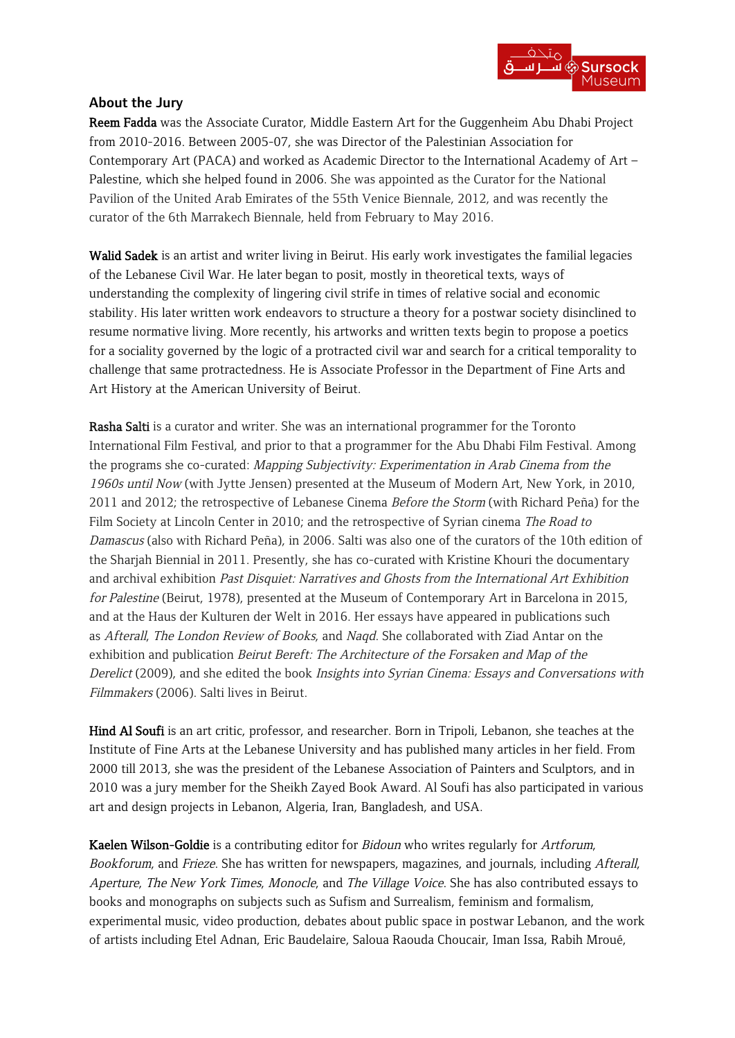## About the Jury

**Reem Fadda** was the Associate Curator, Middle Eastern Art for the Guggenheim Abu Dhabi Project from 2010-2016. Between 2005-07, she was Director of the Palestinian Association for Contemporary Art (PACA) and worked as Academic Director to the International Academy of Art – Palestine, which she helped found in 2006. She was appointed as the Curator for the National Pavilion of the United Arab Emirates of the 55th Venice Biennale, 2012, and was recently the curator of the 6th Marrakech Biennale, held from February to May 2016.

**Walid Sadek** is an artist and writer living in Beirut. His early work investigates the familial legacies of the Lebanese Civil War. He later began to posit, mostly in theoretical texts, ways of understanding the complexity of lingering civil strife in times of relative social and economic stability. His later written work endeavors to structure a theory for a postwar society disinclined to resume normative living. More recently, his artworks and written texts begin to propose a poetics for a sociality governed by the logic of a protracted civil war and search for a critical temporality to challenge that same protractedness. He is Associate Professor in the Department of Fine Arts and Art History at the American University of Beirut.

**Rasha Salti** is a curator and writer. She was an international programmer for the Toronto International Film Festival, and prior to that a programmer for the Abu Dhabi Film Festival. Among the programs she co-curated: *Mapping Subjectivity: Experimentation in Arab Cinema from the 1960s until Now* (with Jytte Jensen) presented at the Museum of Modern Art, New York, in 2010, 2011 and 2012; the retrospective of Lebanese Cinema *Before the Storm* (with Richard Peña) for the Film Society at Lincoln Center in 2010; and the retrospective of Syrian cinema *The Road to Damascus* (also with Richard Peña), in 2006. Salti was also one of the curators of the 10th edition of the Sharjah Biennial in 2011. Presently, she has co-curated with Kristine Khouri the documentary and archival exhibition *Past Disquiet: Narratives and Ghosts from the International Art Exhibition for Palestine* (Beirut, 1978), presented at the Museum of Contemporary Art in Barcelona in 2015, and at the Haus der Kulturen der Welt in 2016. Her essays have appeared in publications such as *Afterall*, *The London Review of Books*, and *Naqd*. She collaborated with Ziad Antar on the exhibition and publication *Beirut Bereft: The Architecture of the Forsaken and Map of the Derelict* (2009), and she edited the book *Insights into Syrian Cinema: Essays and Conversations with Filmmakers* (2006). Salti lives in Beirut.

**Hind Al Soufi** is an art critic, professor, and researcher. Born in Tripoli, Lebanon, she teaches at the Institute of Fine Arts at the Lebanese University and has published many articles in her field. From 2000 till 2013, she was the president of the Lebanese Association of Painters and Sculptors, and in 2010 was a jury member for the Sheikh Zayed Book Award. Al Soufi has also participated in various art and design projects in Lebanon, Algeria, Iran, Bangladesh, and USA.

**Kaelen Wilson-Goldie** is a contributing editor for *Bidoun* who writes regularly for *Artforum*, *Bookforum*, and *Frieze*. She has written for newspapers, magazines, and journals, including *Afterall*, *Aperture*, *The New York Times*, *Monocle*, and *The Village Voice*. She has also contributed essays to books and monographs on subjects such as Sufism and Surrealism, feminism and formalism, experimental music, video production, debates about public space in postwar Lebanon, and the work of artists including Etel Adnan, Eric Baudelaire, Saloua Raouda Choucair, Iman Issa, Rabih Mroué,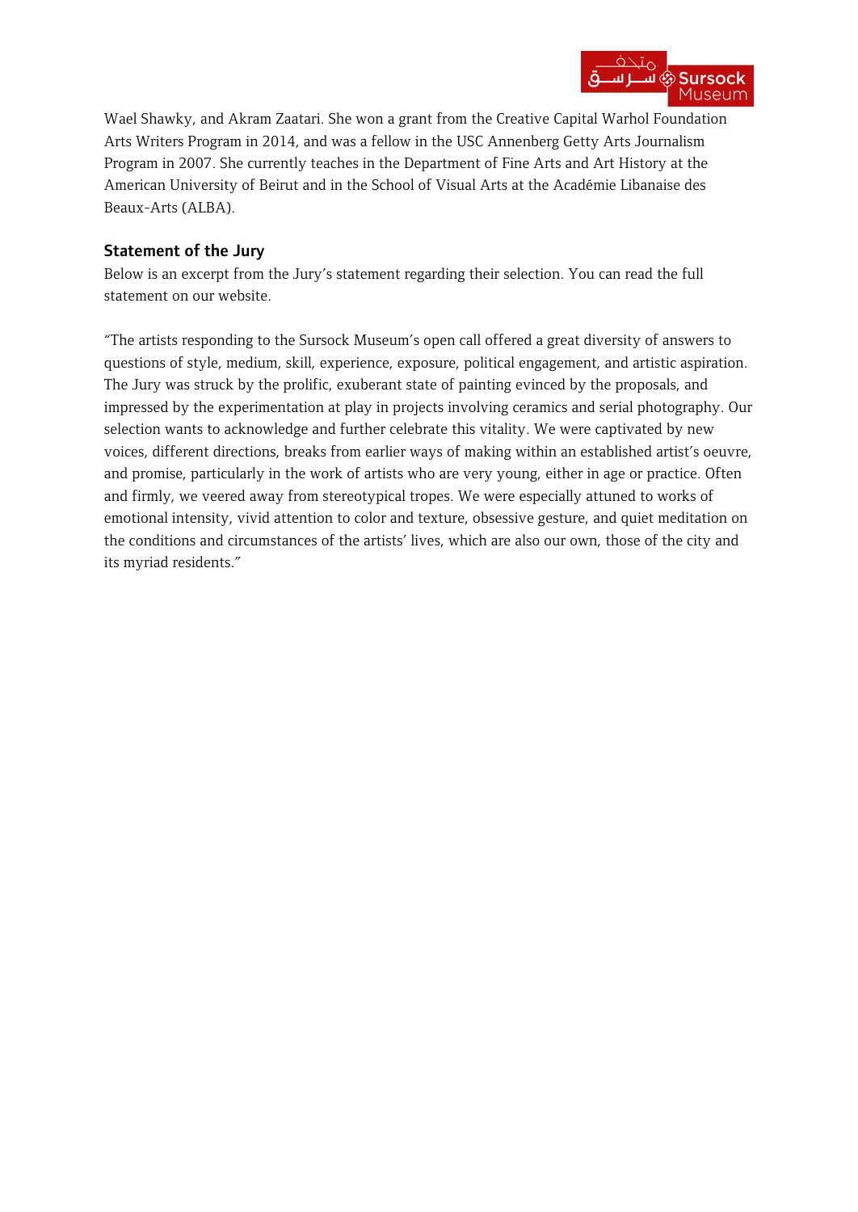Wael Shawky, and Akram Zaatari. She won a grant from the Creative Capital Warhol Foundation Arts Writers Program in 2014, and was a fellow in the USC Annenberg Getty Arts Journalism Program in 2007. She currently teaches in the Department of Fine Arts and Art History at the American University of Beirut and in the School of Visual Arts at the Académie Libanaise des Beaux-Arts (ALBA).

## Statement of the Jury

Below is an excerpt from the Jury's statement regarding their selection. You can read the full statement on our website.

"The artists responding to the Sursock Museum's open call offered a great diversity of answers to questions of style, medium, skill, experience, exposure, political engagement, and artistic aspiration. The Jury was struck by the prolific, exuberant state of painting evinced by the proposals, and impressed by the experimentation at play in projects involving ceramics and serial photography. Our selection wants to acknowledge and further celebrate this vitality. We were captivated by new voices, different directions, breaks from earlier ways of making within an established artist's oeuvre, and promise, particularly in the work of artists who are very young, either in age or practice. Often and firmly, we veered away from stereotypical tropes. We were especially attuned to works of emotional intensity, vivid attention to color and texture, obsessive gesture, and quiet meditation on the conditions and circumstances of the artists' lives, which are also our own, those of the city and its myriad residents."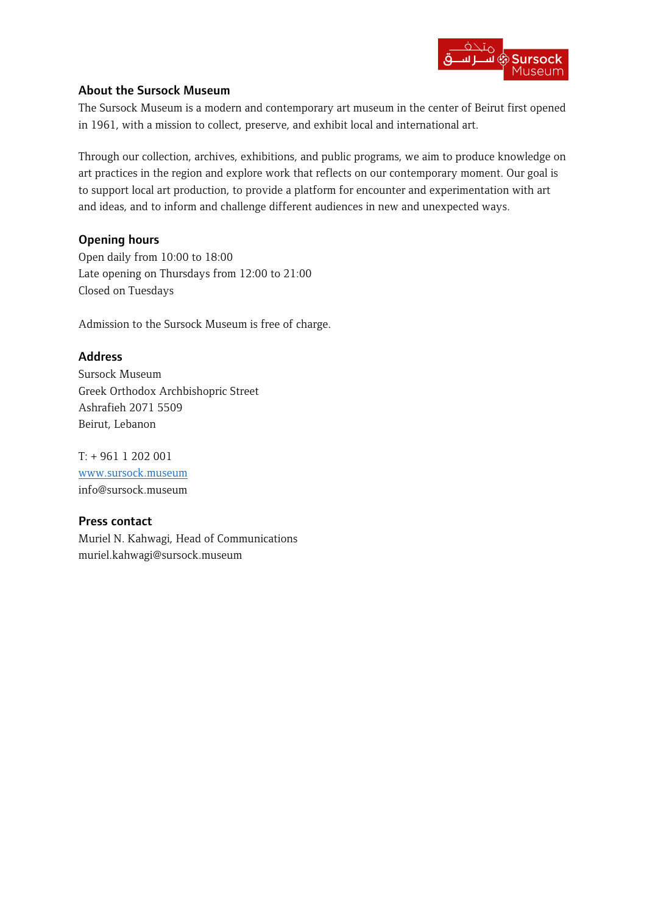## About the Sursock Museum

The Sursock Museum is a modern and contemporary art museum in the center of Beirut first opened in 1961, with a mission to collect, preserve, and exhibit local and international art.

Through our collection, archives, exhibitions, and public programs, we aim to produce knowledge on art practices in the region and explore work that reflects on our contemporary moment. Our goal is to support local art production, to provide a platform for encounter and experimentation with art and ideas, and to inform and challenge different audiences in new and unexpected ways.

## Opening hours

Open daily from 10:00 to 18:00
Late opening on Thursdays from 12:00 to 21:00
Closed on Tuesdays

Admission to the Sursock Museum is free of charge.

## Address

Sursock Museum
Greek Orthodox Archbishopric Street
Ashrafieh 2071 5509
Beirut, Lebanon

T: + 961 1 202 001
www.sursock.museum
info@sursock.museum

## Press contact

Muriel N. Kahwagi, Head of Communications
muriel.kahwagi@sursock.museum